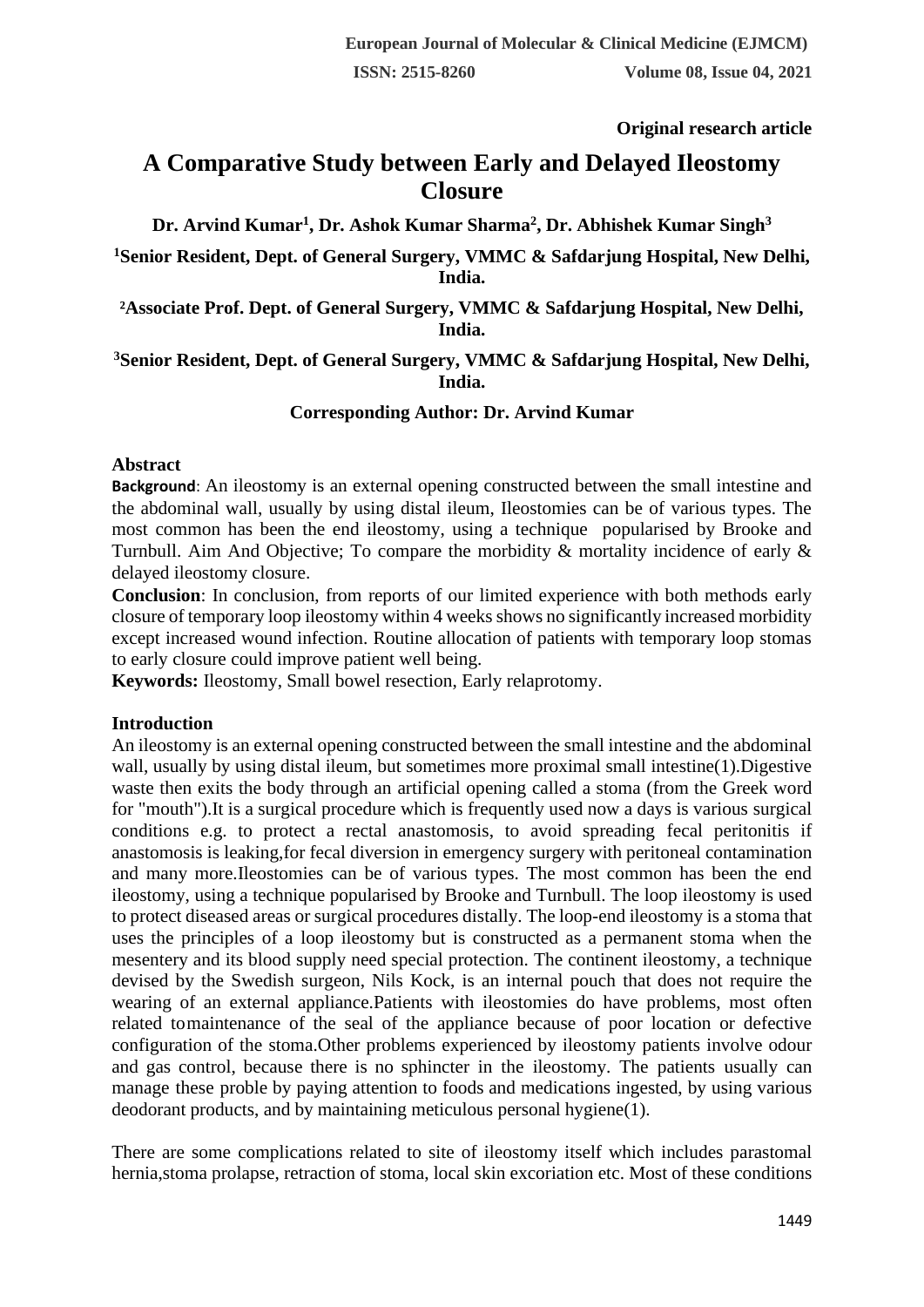**Original research article**

# A Comparative Study between Early and Delayed Ileostomy Closure

**Dr. Arvind Kumar[1], Dr. Ashok Kumar Sharma[2], Dr. Abhishek Kumar Singh[3]**

**[1]Senior Resident, Dept. of General Surgery, VMMC & Safdarjung Hospital, New Delhi, India.**

**[2]Associate Prof. Dept. of General Surgery, VMMC & Safdarjung Hospital, New Delhi, India.**

**[3]Senior Resident, Dept. of General Surgery, VMMC & Safdarjung Hospital, New Delhi, India.**

**Corresponding Author: Dr. Arvind Kumar**

## Abstract

**Background**: An ileostomy is an external opening constructed between the small intestine and the abdominal wall, usually by using distal ileum, Ileostomies can be of various types. The most common has been the end ileostomy, using a technique popularised by Brooke and Turnbull. Aim And Objective; To compare the morbidity & mortality incidence of early & delayed ileostomy closure.

**Conclusion**: In conclusion, from reports of our limited experience with both methods early closure of temporary loop ileostomy within 4 weeks shows no significantly increased morbidity except increased wound infection. Routine allocation of patients with temporary loop stomas to early closure could improve patient well being.

**Keywords:** Ileostomy, Small bowel resection, Early relaprotomy.

## Introduction

An ileostomy is an external opening constructed between the small intestine and the abdominal wall, usually by using distal ileum, but sometimes more proximal small intestine(1).Digestive waste then exits the body through an artificial opening called a stoma (from the Greek word for "mouth").It is a surgical procedure which is frequently used now a days is various surgical conditions e.g. to protect a rectal anastomosis, to avoid spreading fecal peritonitis if anastomosis is leaking,for fecal diversion in emergency surgery with peritoneal contamination and many more.Ileostomies can be of various types. The most common has been the end ileostomy, using a technique popularised by Brooke and Turnbull. The loop ileostomy is used to protect diseased areas or surgical procedures distally. The loop-end ileostomy is a stoma that uses the principles of a loop ileostomy but is constructed as a permanent stoma when the mesentery and its blood supply need special protection. The continent ileostomy, a technique devised by the Swedish surgeon, Nils Kock, is an internal pouch that does not require the wearing of an external appliance.Patients with ileostomies do have problems, most often related tomaintenance of the seal of the appliance because of poor location or defective configuration of the stoma.Other problems experienced by ileostomy patients involve odour and gas control, because there is no sphincter in the ileostomy. The patients usually can manage these proble by paying attention to foods and medications ingested, by using various deodorant products, and by maintaining meticulous personal hygiene(1).

There are some complications related to site of ileostomy itself which includes parastomal hernia,stoma prolapse, retraction of stoma, local skin excoriation etc. Most of these conditions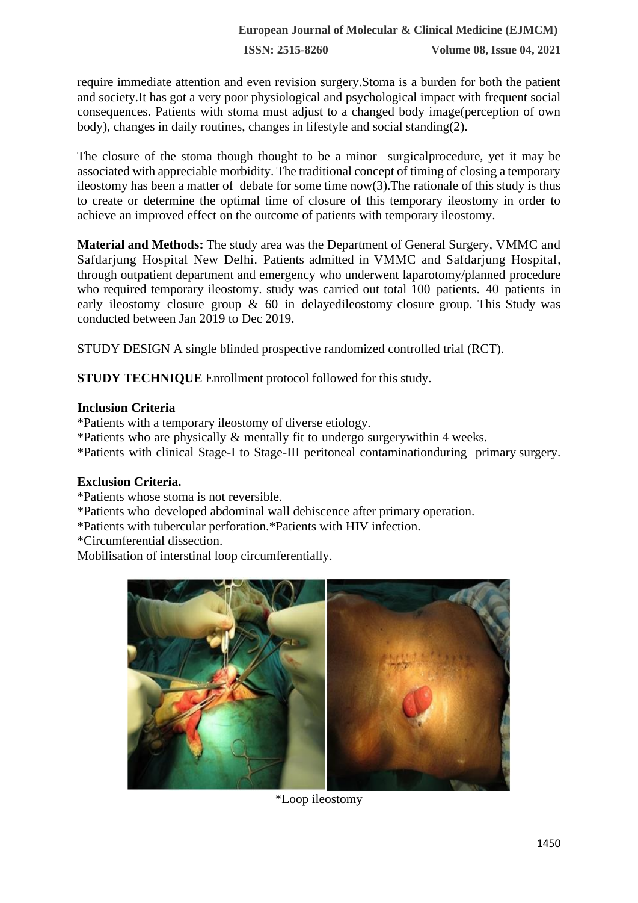require immediate attention and even revision surgery.Stoma is a burden for both the patient and society.It has got a very poor physiological and psychological impact with frequent social consequences. Patients with stoma must adjust to a changed body image(perception of own body), changes in daily routines, changes in lifestyle and social standing(2).

The closure of the stoma though thought to be a minor surgicalprocedure, yet it may be associated with appreciable morbidity. The traditional concept of timing of closing a temporary ileostomy has been a matter of debate for some time now(3).The rationale of this study is thus to create or determine the optimal time of closure of this temporary ileostomy in order to achieve an improved effect on the outcome of patients with temporary ileostomy.

**Material and Methods:** The study area was the Department of General Surgery, VMMC and Safdarjung Hospital New Delhi. Patients admitted in VMMC and Safdarjung Hospital, through outpatient department and emergency who underwent laparotomy/planned procedure who required temporary ileostomy. study was carried out total 100 patients. 40 patients in early ileostomy closure group & 60 in delayedileostomy closure group. This Study was conducted between Jan 2019 to Dec 2019.

STUDY DESIGN A single blinded prospective randomized controlled trial (RCT).

**STUDY TECHNIQUE** Enrollment protocol followed for this study.

**Inclusion Criteria**

*Patients with a temporary ileostomy of diverse etiology.
*Patients who are physically & mentally fit to undergo surgerywithin 4 weeks.
*Patients with clinical Stage-I to Stage-III peritoneal contaminationduring primary surgery.

**Exclusion Criteria.**

*Patients whose stoma is not reversible.
*Patients who developed abdominal wall dehiscence after primary operation.
*Patients with tubercular perforation.*Patients with HIV infection.
*Circumferential dissection.
Mobilisation of interstinal loop circumferentially.

*Loop ileostomy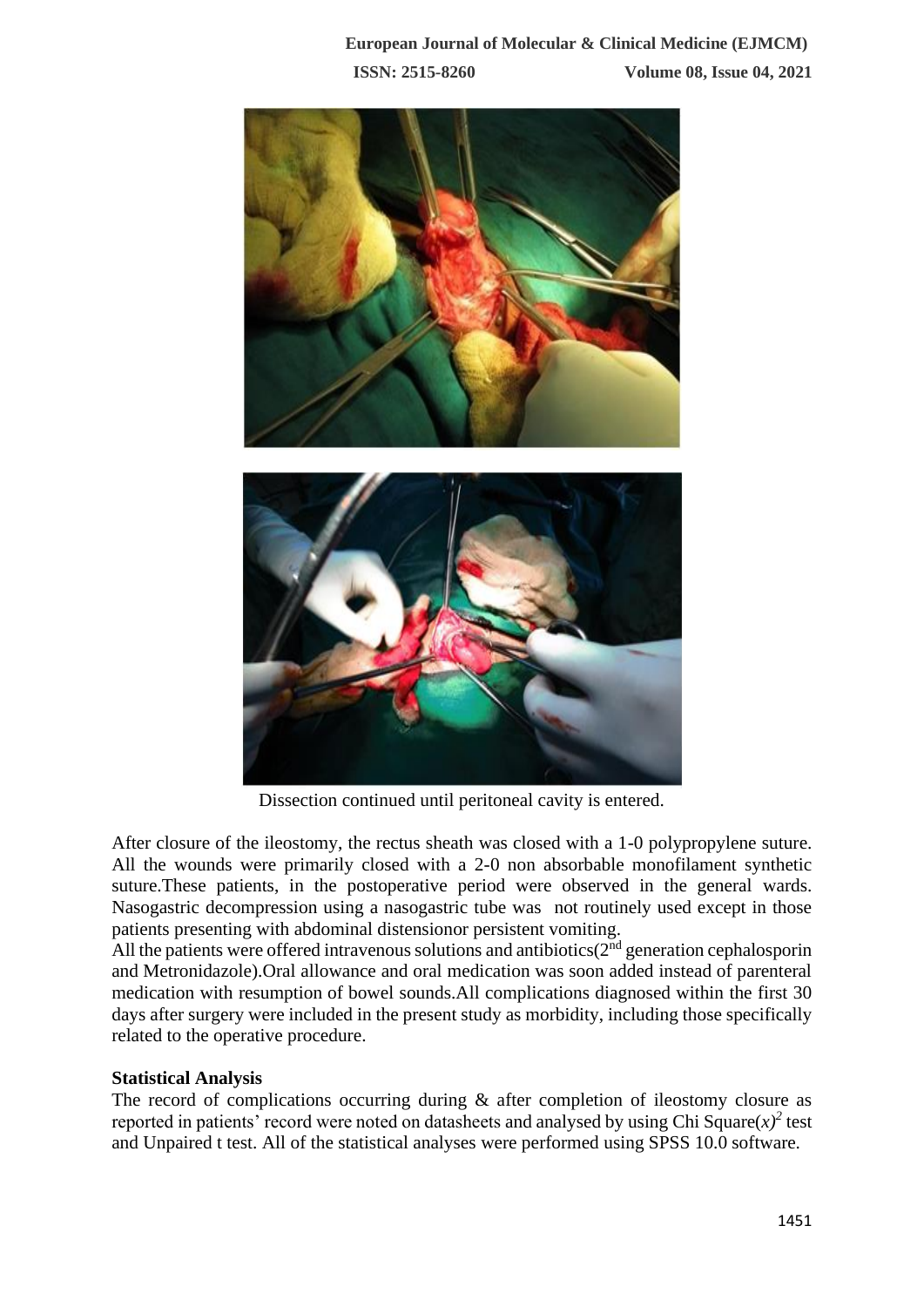Dissection continued until peritoneal cavity is entered.

After closure of the ileostomy, the rectus sheath was closed with a 1-0 polypropylene suture. All the wounds were primarily closed with a 2-0 non absorbable monofilament synthetic suture.These patients, in the postoperative period were observed in the general wards. Nasogastric decompression using a nasogastric tube was not routinely used except in those patients presenting with abdominal distensionor persistent vomiting.

All the patients were offered intravenous solutions and antibiotics(2nd generation cephalosporin and Metronidazole).Oral allowance and oral medication was soon added instead of parenteral medication with resumption of bowel sounds.All complications diagnosed within the first 30 days after surgery were included in the present study as morbidity, including those specifically related to the operative procedure.

**Statistical Analysis**

The record of complications occurring during & after completion of ileostomy closure as reported in patients' record were noted on datasheets and analysed by using Chi Square$(x)^2$ test and Unpaired t test. All of the statistical analyses were performed using SPSS 10.0 software.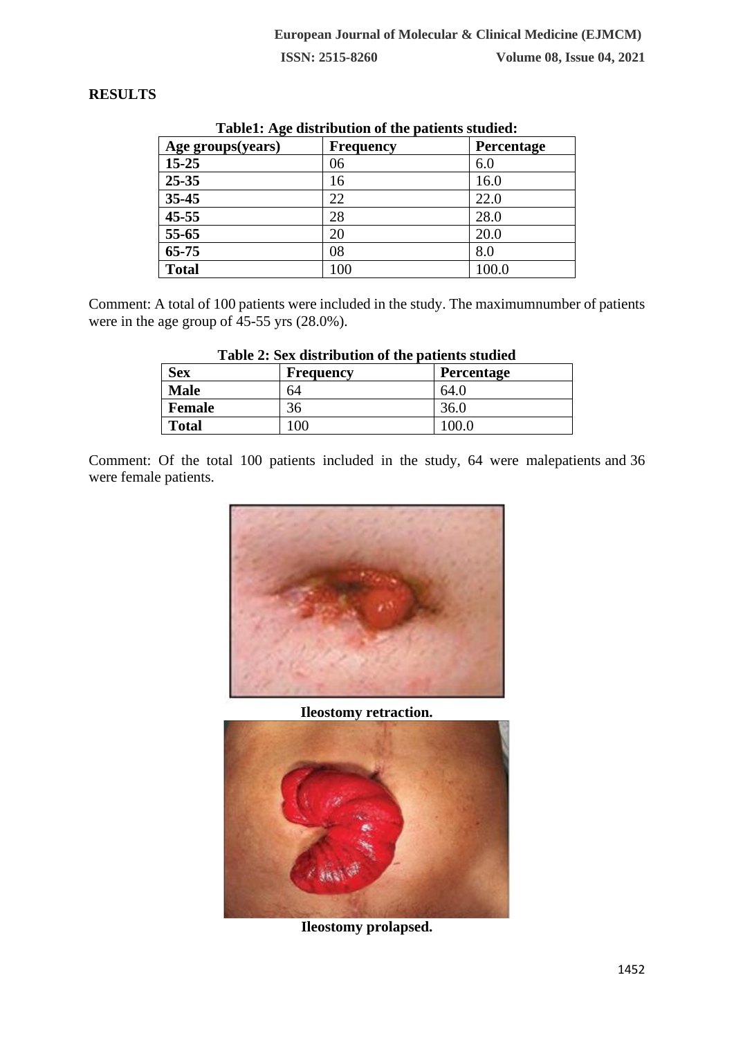## RESULTS

**Table1: Age distribution of the patients studied:**

| Age groups(years) | Frequency | Percentage |
|---|---|---|
| **15-25** | 06 | 6.0 |
| **25-35** | 16 | 16.0 |
| **35-45** | 22 | 22.0 |
| **45-55** | 28 | 28.0 |
| **55-65** | 20 | 20.0 |
| **65-75** | 08 | 8.0 |
| **Total** | 100 | 100.0 |

Comment: A total of 100 patients were included in the study. The maximumnumber of patients were in the age group of 45-55 yrs (28.0%).

**Table 2: Sex distribution of the patients studied**

| Sex | Frequency | Percentage |
|---|---|---|
| **Male** | 64 | 64.0 |
| **Female** | 36 | 36.0 |
| **Total** | 100 | 100.0 |

Comment: Of the total 100 patients included in the study, 64 were malepatients and 36 were female patients.

**Ileostomy retraction.**

**Ileostomy prolapsed.**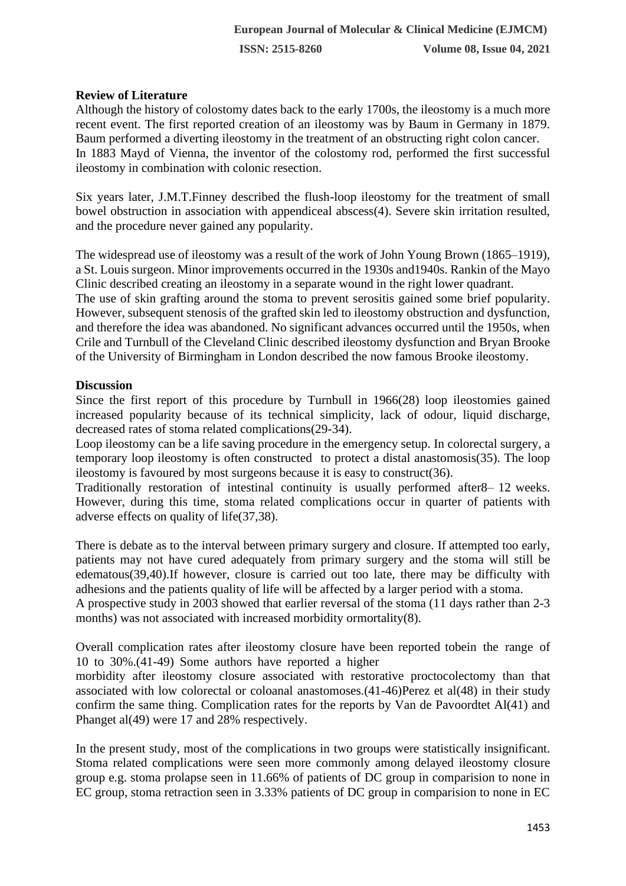## Review of Literature

Although the history of colostomy dates back to the early 1700s, the ileostomy is a much more recent event. The first reported creation of an ileostomy was by Baum in Germany in 1879. Baum performed a diverting ileostomy in the treatment of an obstructing right colon cancer. In 1883 Mayd of Vienna, the inventor of the colostomy rod, performed the first successful ileostomy in combination with colonic resection.

Six years later, J.M.T.Finney described the flush-loop ileostomy for the treatment of small bowel obstruction in association with appendiceal abscess(4). Severe skin irritation resulted, and the procedure never gained any popularity.

The widespread use of ileostomy was a result of the work of John Young Brown (1865–1919), a St. Louis surgeon. Minor improvements occurred in the 1930s and1940s. Rankin of the Mayo Clinic described creating an ileostomy in a separate wound in the right lower quadrant.
The use of skin grafting around the stoma to prevent serositis gained some brief popularity. However, subsequent stenosis of the grafted skin led to ileostomy obstruction and dysfunction, and therefore the idea was abandoned. No significant advances occurred until the 1950s, when Crile and Turnbull of the Cleveland Clinic described ileostomy dysfunction and Bryan Brooke of the University of Birmingham in London described the now famous Brooke ileostomy.

## Discussion

Since the first report of this procedure by Turnbull in 1966(28) loop ileostomies gained increased popularity because of its technical simplicity, lack of odour, liquid discharge, decreased rates of stoma related complications(29-34).
Loop ileostomy can be a life saving procedure in the emergency setup. In colorectal surgery, a temporary loop ileostomy is often constructed to protect a distal anastomosis(35). The loop ileostomy is favoured by most surgeons because it is easy to construct(36).
Traditionally restoration of intestinal continuity is usually performed after8– 12 weeks. However, during this time, stoma related complications occur in quarter of patients with adverse effects on quality of life(37,38).

There is debate as to the interval between primary surgery and closure. If attempted too early, patients may not have cured adequately from primary surgery and the stoma will still be edematous(39,40).If however, closure is carried out too late, there may be difficulty with adhesions and the patients quality of life will be affected by a larger period with a stoma.
A prospective study in 2003 showed that earlier reversal of the stoma (11 days rather than 2-3 months) was not associated with increased morbidity ormortality(8).

Overall complication rates after ileostomy closure have been reported tobein the range of 10 to 30%.(41-49) Some authors have reported a higher morbidity after ileostomy closure associated with restorative proctocolectomy than that associated with low colorectal or coloanal anastomoses.(41-46)Perez et al(48) in their study confirm the same thing. Complication rates for the reports by Van de Pavoordtet Al(41) and Phanget al(49) were 17 and 28% respectively.

In the present study, most of the complications in two groups were statistically insignificant. Stoma related complications were seen more commonly among delayed ileostomy closure group e.g. stoma prolapse seen in 11.66% of patients of DC group in comparision to none in EC group, stoma retraction seen in 3.33% patients of DC group in comparision to none in EC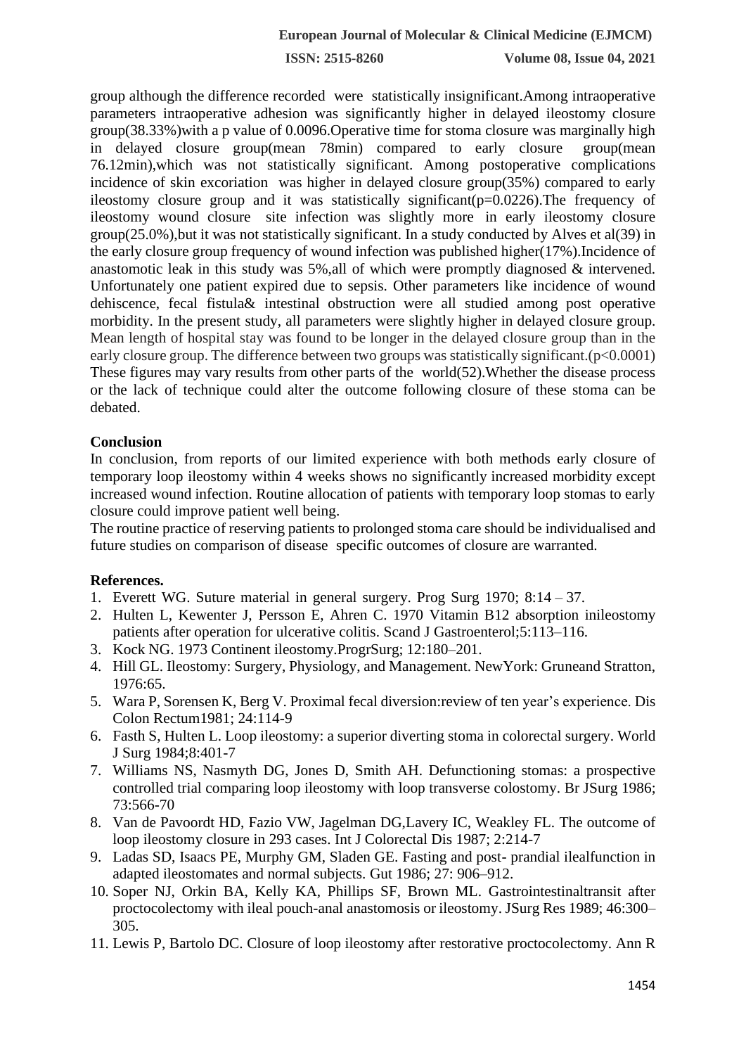group although the difference recorded were statistically insignificant.Among intraoperative parameters intraoperative adhesion was significantly higher in delayed ileostomy closure group(38.33%)with a p value of 0.0096.Operative time for stoma closure was marginally high in delayed closure group(mean 78min) compared to early closure group(mean 76.12min),which was not statistically significant. Among postoperative complications incidence of skin excoriation was higher in delayed closure group(35%) compared to early ileostomy closure group and it was statistically significant($p=0.0226$).The frequency of ileostomy wound closure site infection was slightly more in early ileostomy closure group(25.0%),but it was not statistically significant. In a study conducted by Alves et al(39) in the early closure group frequency of wound infection was published higher(17%).Incidence of anastomotic leak in this study was 5%,all of which were promptly diagnosed & intervened. Unfortunately one patient expired due to sepsis. Other parameters like incidence of wound dehiscence, fecal fistula& intestinal obstruction were all studied among post operative morbidity. In the present study, all parameters were slightly higher in delayed closure group. Mean length of hospital stay was found to be longer in the delayed closure group than in the early closure group. The difference between two groups was statistically significant.($p<0.0001$) These figures may vary results from other parts of the world(52).Whether the disease process or the lack of technique could alter the outcome following closure of these stoma can be debated.

## Conclusion

In conclusion, from reports of our limited experience with both methods early closure of temporary loop ileostomy within 4 weeks shows no significantly increased morbidity except increased wound infection. Routine allocation of patients with temporary loop stomas to early closure could improve patient well being.

The routine practice of reserving patients to prolonged stoma care should be individualised and future studies on comparison of disease specific outcomes of closure are warranted.

## References.

1. Everett WG. Suture material in general surgery. Prog Surg 1970; 8:14 – 37.
2. Hulten L, Kewenter J, Persson E, Ahren C. 1970 Vitamin B12 absorption inileostomy patients after operation for ulcerative colitis. Scand J Gastroenterol;5:113–116.
3. Kock NG. 1973 Continent ileostomy.ProgrSurg; 12:180–201.
4. Hill GL. Ileostomy: Surgery, Physiology, and Management. NewYork: Gruneand Stratton, 1976:65.
5. Wara P, Sorensen K, Berg V. Proximal fecal diversion:review of ten year's experience. Dis Colon Rectum1981; 24:114-9
6. Fasth S, Hulten L. Loop ileostomy: a superior diverting stoma in colorectal surgery. World J Surg 1984;8:401-7
7. Williams NS, Nasmyth DG, Jones D, Smith AH. Defunctioning stomas: a prospective controlled trial comparing loop ileostomy with loop transverse colostomy. Br JSurg 1986; 73:566-70
8. Van de Pavoordt HD, Fazio VW, Jagelman DG,Lavery IC, Weakley FL. The outcome of loop ileostomy closure in 293 cases. Int J Colorectal Dis 1987; 2:214-7
9. Ladas SD, Isaacs PE, Murphy GM, Sladen GE. Fasting and post- prandial ilealfunction in adapted ileostomates and normal subjects. Gut 1986; 27: 906–912.
10. Soper NJ, Orkin BA, Kelly KA, Phillips SF, Brown ML. Gastrointestinaltransit after proctocolectomy with ileal pouch-anal anastomosis or ileostomy. JSurg Res 1989; 46:300–305.
11. Lewis P, Bartolo DC. Closure of loop ileostomy after restorative proctocolectomy. Ann R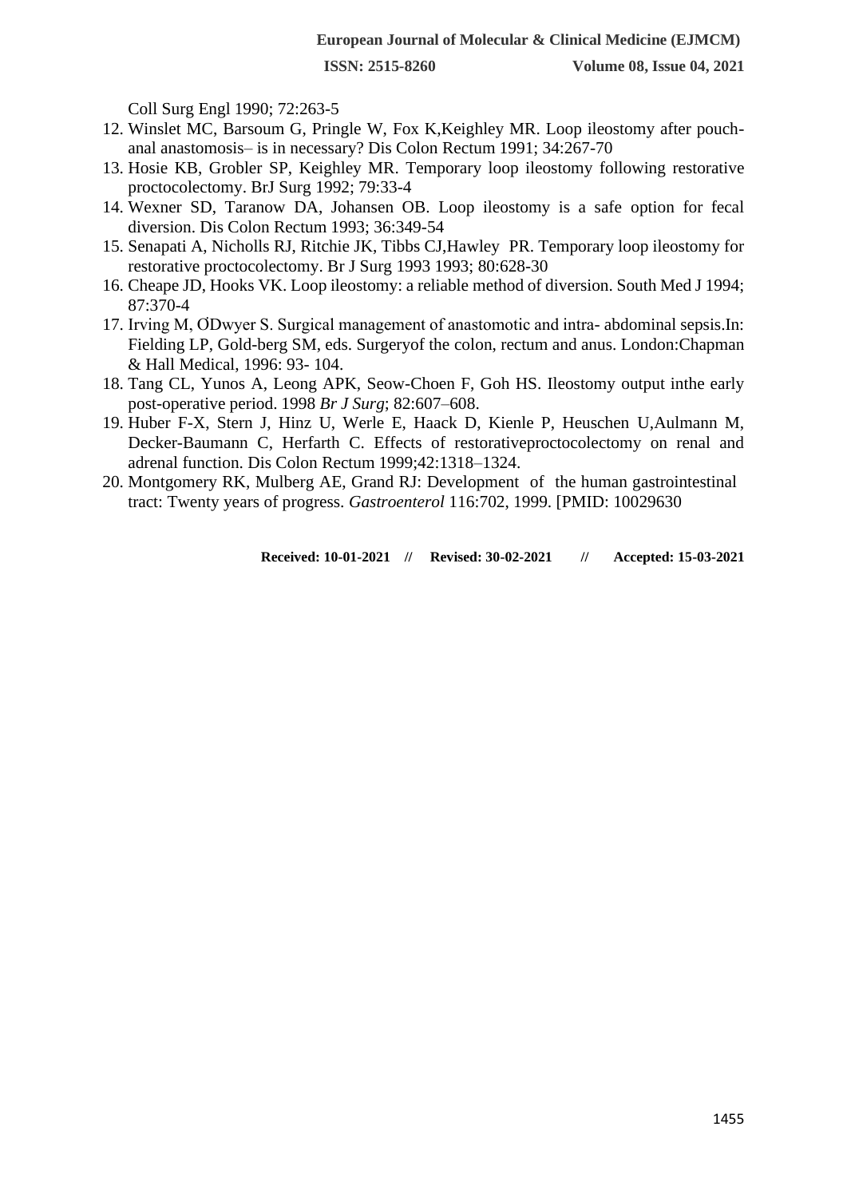Coll Surg Engl 1990; 72:263-5

12. Winslet MC, Barsoum G, Pringle W, Fox K,Keighley MR. Loop ileostomy after pouch-anal anastomosis– is in necessary? Dis Colon Rectum 1991; 34:267-70
13. Hosie KB, Grobler SP, Keighley MR. Temporary loop ileostomy following restorative proctocolectomy. BrJ Surg 1992; 79:33-4
14. Wexner SD, Taranow DA, Johansen OB. Loop ileostomy is a safe option for fecal diversion. Dis Colon Rectum 1993; 36:349-54
15. Senapati A, Nicholls RJ, Ritchie JK, Tibbs CJ,Hawley PR. Temporary loop ileostomy for restorative proctocolectomy. Br J Surg 1993 1993; 80:628-30
16. Cheape JD, Hooks VK. Loop ileostomy: a reliable method of diversion. South Med J 1994; 87:370-4
17. Irving M, ỚDwyer S. Surgical management of anastomotic and intra- abdominal sepsis.In: Fielding LP, Gold-berg SM, eds. Surgeryof the colon, rectum and anus. London:Chapman & Hall Medical, 1996: 93- 104.
18. Tang CL, Yunos A, Leong APK, Seow-Choen F, Goh HS. Ileostomy output inthe early post-operative period. 1998 *Br J Surg*; 82:607–608.
19. Huber F-X, Stern J, Hinz U, Werle E, Haack D, Kienle P, Heuschen U,Aulmann M, Decker-Baumann C, Herfarth C. Effects of restorativeproctocolectomy on renal and adrenal function. Dis Colon Rectum 1999;42:1318–1324.
20. Montgomery RK, Mulberg AE, Grand RJ: Development of the human gastrointestinal tract: Twenty years of progress. *Gastroenterol* 116:702, 1999. [PMID: 10029630

**Received: 10-01-2021 // Revised: 30-02-2021 // Accepted: 15-03-2021**